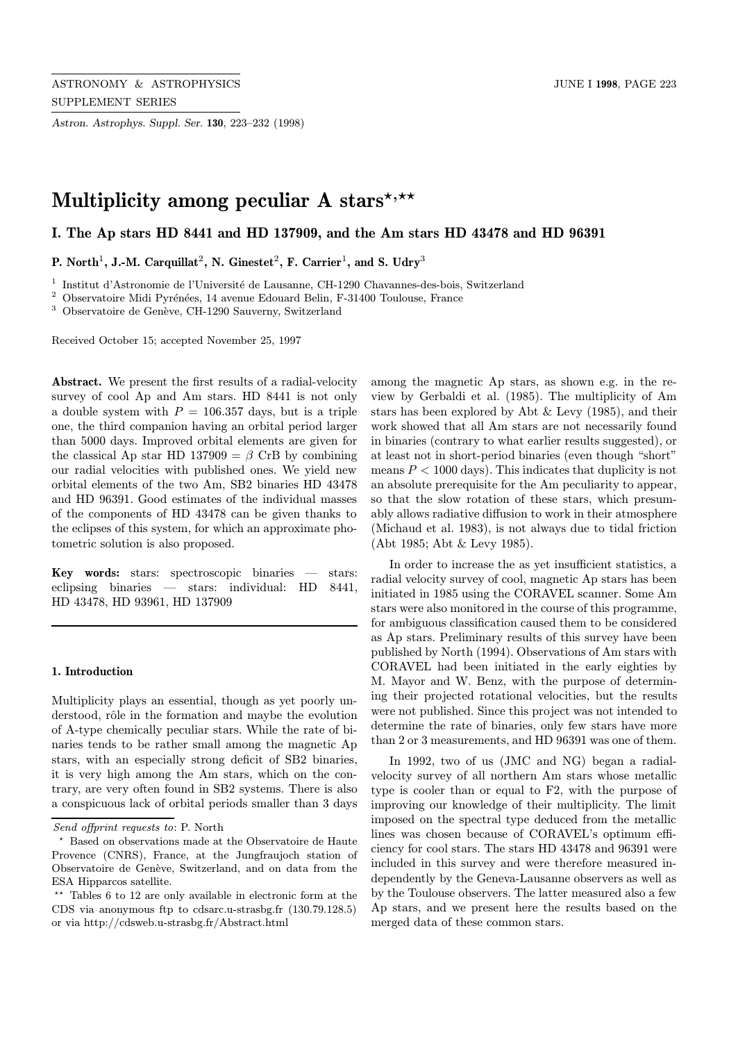# Multiplicity among peculiar A stars[⋆,⋆⋆]

## I. The Ap stars HD 8441 and HD 137909, and the Am stars HD 43478 and HD 96391

**P. North[1], J.-M. Carquillat[2], N. Ginestet[2], F. Carrier[1], and S. Udry[3]**

[1] Institut d'Astronomie de l'Université de Lausanne, CH-1290 Chavannes-des-bois, Switzerland
[2] Observatoire Midi Pyrénées, 14 avenue Edouard Belin, F-31400 Toulouse, France
[3] Observatoire de Genève, CH-1290 Sauverny, Switzerland

Received October 15; accepted November 25, 1997

**Abstract.** We present the first results of a radial-velocity survey of cool Ap and Am stars. HD 8441 is not only a double system with $P = 106.357$ days, but is a triple one, the third companion having an orbital period larger than 5000 days. Improved orbital elements are given for the classical Ap star HD 137909 = $\beta$ CrB by combining our radial velocities with published ones. We yield new orbital elements of the two Am, SB2 binaries HD 43478 and HD 96391. Good estimates of the individual masses of the components of HD 43478 can be given thanks to the eclipses of this system, for which an approximate photometric solution is also proposed.

**Key words:** stars: spectroscopic binaries — stars: eclipsing binaries — stars: individual: HD 8441, HD 43478, HD 93961, HD 137909

### 1. Introduction

Multiplicity plays an essential, though as yet poorly understood, rôle in the formation and maybe the evolution of A-type chemically peculiar stars. While the rate of binaries tends to be rather small among the magnetic Ap stars, with an especially strong deficit of SB2 binaries, it is very high among the Am stars, which on the contrary, are very often found in SB2 systems. There is also a conspicuous lack of orbital periods smaller than 3 days among the magnetic Ap stars, as shown e.g. in the review by Gerbaldi et al. (1985). The multiplicity of Am stars has been explored by Abt & Levy (1985), and their work showed that all Am stars are not necessarily found in binaries (contrary to what earlier results suggested), or at least not in short-period binaries (even though "short" means $P < 1000$ days). This indicates that duplicity is not an absolute prerequisite for the Am peculiarity to appear, so that the slow rotation of these stars, which presumably allows radiative diffusion to work in their atmosphere (Michaud et al. 1983), is not always due to tidal friction (Abt 1985; Abt & Levy 1985).

In order to increase the as yet insufficient statistics, a radial velocity survey of cool, magnetic Ap stars has been initiated in 1985 using the CORAVEL scanner. Some Am stars were also monitored in the course of this programme, for ambiguous classification caused them to be considered as Ap stars. Preliminary results of this survey have been published by North (1994). Observations of Am stars with CORAVEL had been initiated in the early eighties by M. Mayor and W. Benz, with the purpose of determining their projected rotational velocities, but the results were not published. Since this project was not intended to determine the rate of binaries, only few stars have more than 2 or 3 measurements, and HD 96391 was one of them.

In 1992, two of us (JMC and NG) began a radial-velocity survey of all northern Am stars whose metallic type is cooler than or equal to F2, with the purpose of improving our knowledge of their multiplicity. The limit imposed on the spectral type deduced from the metallic lines was chosen because of CORAVEL's optimum efficiency for cool stars. The stars HD 43478 and 96391 were included in this survey and were therefore measured independently by the Geneva-Lausanne observers as well as by the Toulouse observers. The latter measured also a few Ap stars, and we present here the results based on the merged data of these common stars.

---

*Send offprint requests to*: P. North

⋆ Based on observations made at the Observatoire de Haute Provence (CNRS), France, at the Jungfraujoch station of Observatoire de Genève, Switzerland, and on data from the ESA Hipparcos satellite.

⋆⋆ Tables 6 to 12 are only available in electronic form at the CDS via anonymous ftp to cdsarc.u-strasbg.fr (130.79.128.5) or via http://cdsweb.u-strasbg.fr/Abstract.html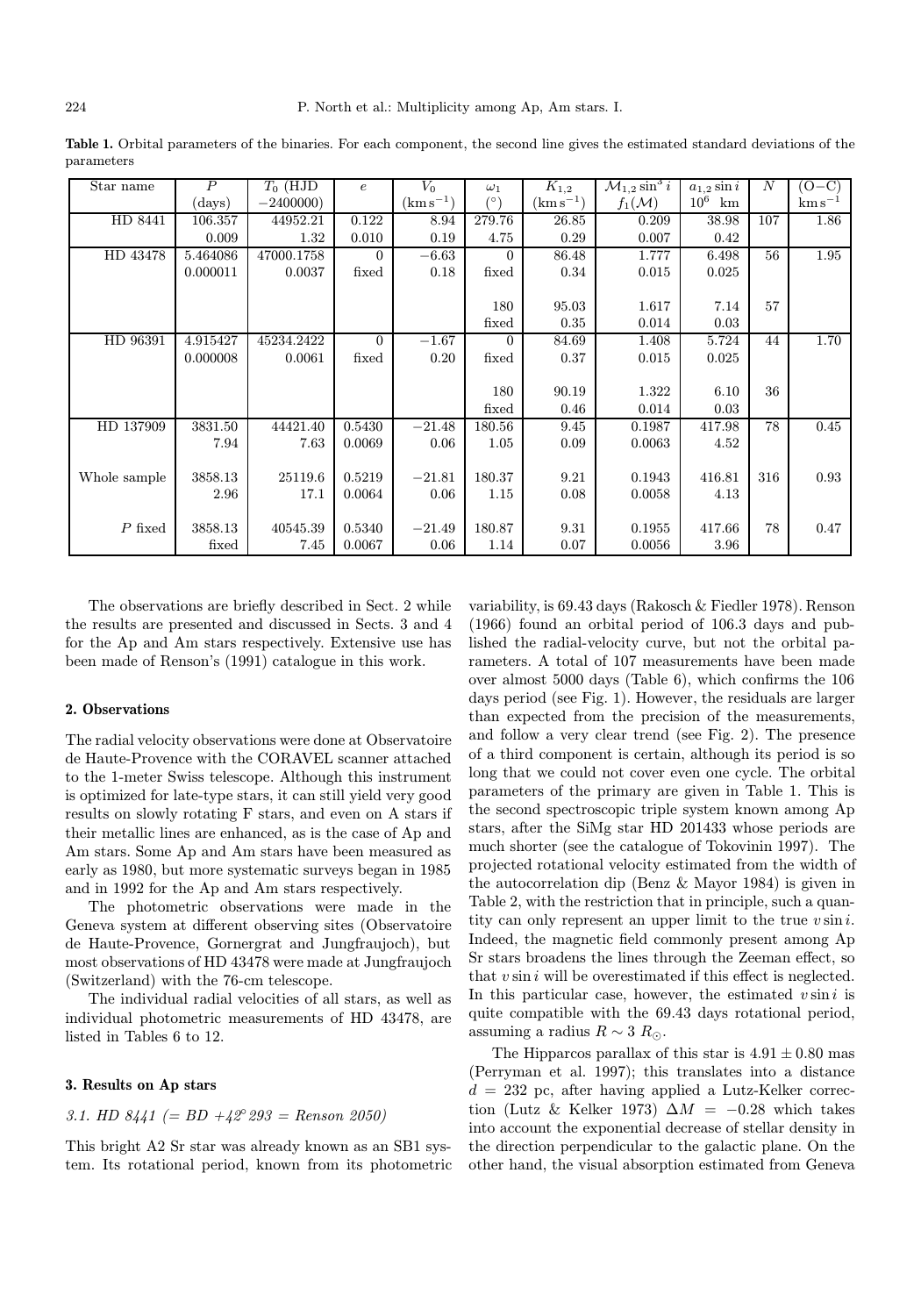**Table 1.** Orbital parameters of the binaries. For each component, the second line gives the estimated standard deviations of the parameters

| Star name | $P$ (days) | $T_0$ (HJD $-2400000$) | $e$ | $V_0$ ($\mathrm{km\,s^{-1}}$) | $\omega_1$ (°) | $K_{1,2}$ ($\mathrm{km\,s^{-1}}$) | $\mathcal{M}_{1,2}\sin^3 i$ $f_1(\mathcal{M})$ | $a_{1,2}\sin i$ $10^6$ km | $N$ | (O−C) $\mathrm{km\,s^{-1}}$ |
|---|---|---|---|---|---|---|---|---|---|---|
| HD 8441 | 106.357 | 44952.21 | 0.122 | 8.94 | 279.76 | 26.85 | 0.209 | 38.98 | 107 | 1.86 |
| | 0.009 | 1.32 | 0.010 | 0.19 | 4.75 | 0.29 | 0.007 | 0.42 | | |
| HD 43478 | 5.464086 | 47000.1758 | 0 | −6.63 | 0 | 86.48 | 1.777 | 6.498 | 56 | 1.95 |
| | 0.000011 | 0.0037 | fixed | 0.18 | fixed | 0.34 | 0.015 | 0.025 | | |
| | | | | | 180 | 95.03 | 1.617 | 7.14 | 57 | |
| | | | | | fixed | 0.35 | 0.014 | 0.03 | | |
| HD 96391 | 4.915427 | 45234.2422 | 0 | −1.67 | 0 | 84.69 | 1.408 | 5.724 | 44 | 1.70 |
| | 0.000008 | 0.0061 | fixed | 0.20 | fixed | 0.37 | 0.015 | 0.025 | | |
| | | | | | 180 | 90.19 | 1.322 | 6.10 | 36 | |
| | | | | | fixed | 0.46 | 0.014 | 0.03 | | |
| HD 137909 | 3831.50 | 44421.40 | 0.5430 | −21.48 | 180.56 | 9.45 | 0.1987 | 417.98 | 78 | 0.45 |
| | 7.94 | 7.63 | 0.0069 | 0.06 | 1.05 | 0.09 | 0.0063 | 4.52 | | |
| Whole sample | 3858.13 | 25119.6 | 0.5219 | −21.81 | 180.37 | 9.21 | 0.1943 | 416.81 | 316 | 0.93 |
| | 2.96 | 17.1 | 0.0064 | 0.06 | 1.15 | 0.08 | 0.0058 | 4.13 | | |
| $P$ fixed | 3858.13 | 40545.39 | 0.5340 | −21.49 | 180.87 | 9.31 | 0.1955 | 417.66 | 78 | 0.47 |
| | fixed | 7.45 | 0.0067 | 0.06 | 1.14 | 0.07 | 0.0056 | 3.96 | | |

The observations are briefly described in Sect. 2 while the results are presented and discussed in Sects. 3 and 4 for the Ap and Am stars respectively. Extensive use has been made of Renson's (1991) catalogue in this work.

## 2. Observations

The radial velocity observations were done at Observatoire de Haute-Provence with the CORAVEL scanner attached to the 1-meter Swiss telescope. Although this instrument is optimized for late-type stars, it can still yield very good results on slowly rotating F stars, and even on A stars if their metallic lines are enhanced, as is the case of Ap and Am stars. Some Ap and Am stars have been measured as early as 1980, but more systematic surveys began in 1985 and in 1992 for the Ap and Am stars respectively.

The photometric observations were made in the Geneva system at different observing sites (Observatoire de Haute-Provence, Gornergrat and Jungfraujoch), but most observations of HD 43478 were made at Jungfraujoch (Switzerland) with the 76-cm telescope.

The individual radial velocities of all stars, as well as individual photometric measurements of HD 43478, are listed in Tables 6 to 12.

## 3. Results on Ap stars

### *3.1. HD 8441 (= BD +42° 293 = Renson 2050)*

This bright A2 Sr star was already known as an SB1 system. Its rotational period, known from its photometric variability, is 69.43 days (Rakosch & Fiedler 1978). Renson (1966) found an orbital period of 106.3 days and published the radial-velocity curve, but not the orbital parameters. A total of 107 measurements have been made over almost 5000 days (Table 6), which confirms the 106 days period (see Fig. 1). However, the residuals are larger than expected from the precision of the measurements, and follow a very clear trend (see Fig. 2). The presence of a third component is certain, although its period is so long that we could not cover even one cycle. The orbital parameters of the primary are given in Table 1. This is the second spectroscopic triple system known among Ap stars, after the SiMg star HD 201433 whose periods are much shorter (see the catalogue of Tokovinin 1997). The projected rotational velocity estimated from the width of the autocorrelation dip (Benz & Mayor 1984) is given in Table 2, with the restriction that in principle, such a quantity can only represent an upper limit to the true $v\sin i$. Indeed, the magnetic field commonly present among Ap Sr stars broadens the lines through the Zeeman effect, so that $v\sin i$ will be overestimated if this effect is neglected. In this particular case, however, the estimated $v\sin i$ is quite compatible with the 69.43 days rotational period, assuming a radius $R \sim 3\ R_{\odot}$.

The Hipparcos parallax of this star is $4.91 \pm 0.80$ mas (Perryman et al. 1997); this translates into a distance $d = 232$ pc, after having applied a Lutz-Kelker correction (Lutz & Kelker 1973) $\Delta M = -0.28$ which takes into account the exponential decrease of stellar density in the direction perpendicular to the galactic plane. On the other hand, the visual absorption estimated from Geneva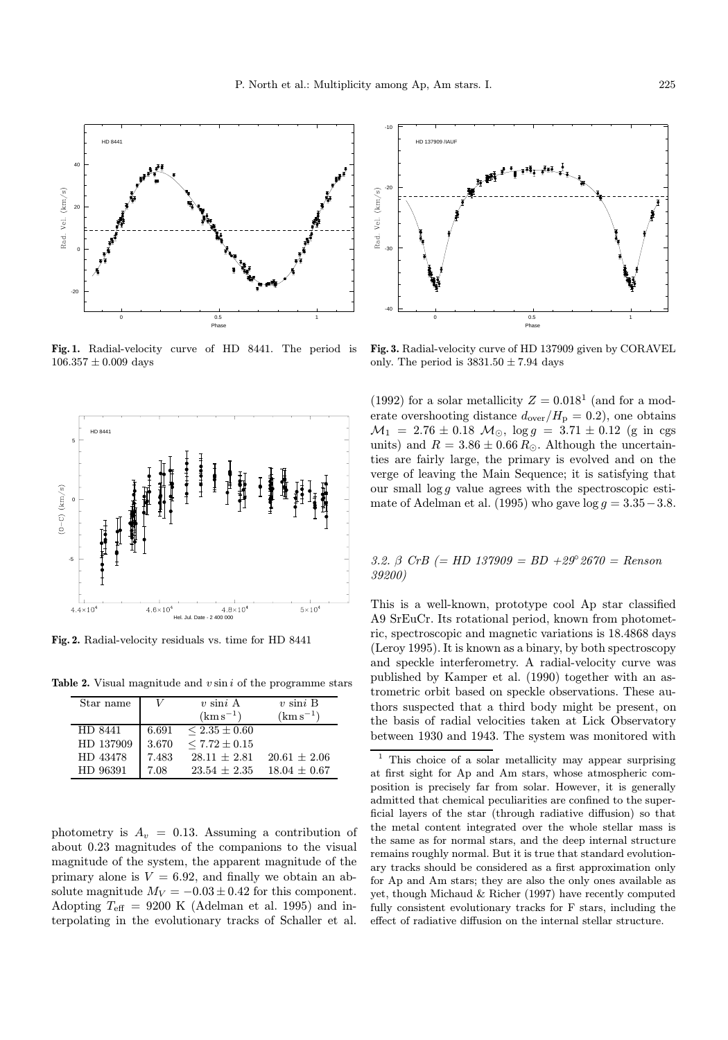**Fig. 1.** Radial-velocity curve of HD 8441. The period is $106.357 \pm 0.009$ days

**Fig. 2.** Radial-velocity residuals vs. time for HD 8441

**Table 2.** Visual magnitude and $v \sin i$ of the programme stars

| Star name | $V$ | $v$ sin$i$ A ($\mathrm{km\,s^{-1}}$) | $v$ sin$i$ B ($\mathrm{km\,s^{-1}}$) |
|---|---|---|---|
| HD 8441 | 6.691 | $\leq 2.35 \pm 0.60$ | |
| HD 137909 | 3.670 | $\leq 7.72 \pm 0.15$ | |
| HD 43478 | 7.483 | $28.11 \pm 2.81$ | $20.61 \pm 2.06$ |
| HD 96391 | 7.08 | $23.54 \pm 2.35$ | $18.04 \pm 0.67$ |

photometry is $A_v = 0.13$. Assuming a contribution of about 0.23 magnitudes of the companions to the visual magnitude of the system, the apparent magnitude of the primary alone is $V = 6.92$, and finally we obtain an absolute magnitude $M_V = -0.03 \pm 0.42$ for this component. Adopting $T_{\mathrm{eff}} = 9200$ K (Adelman et al. 1995) and interpolating in the evolutionary tracks of Schaller et al. (1992) for a solar metallicity $Z = 0.018$[1] (and for a moderate overshooting distance $d_{\mathrm{over}}/H_{\mathrm{p}} = 0.2$), one obtains $\mathcal{M}_1 = 2.76 \pm 0.18\ \mathcal{M}_{\odot}$, $\log g = 3.71 \pm 0.12$ (g in cgs units) and $R = 3.86 \pm 0.66\, R_{\odot}$. Although the uncertainties are fairly large, the primary is evolved and on the verge of leaving the Main Sequence; it is satisfying that our small $\log g$ value agrees with the spectroscopic estimate of Adelman et al. (1995) who gave $\log g = 3.35 - 3.8$.

**Fig. 3.** Radial-velocity curve of HD 137909 given by CORAVEL only. The period is $3831.50 \pm 7.94$ days

### *3.2. β CrB (= HD 137909 = BD +29° 2670 = Renson 39200)*

This is a well-known, prototype cool Ap star classified A9 SrEuCr. Its rotational period, known from photometric, spectroscopic and magnetic variations is 18.4868 days (Leroy 1995). It is known as a binary, by both spectroscopy and speckle interferometry. A radial-velocity curve was published by Kamper et al. (1990) together with an astrometric orbit based on speckle observations. These authors suspected that a third body might be present, on the basis of radial velocities taken at Lick Observatory between 1930 and 1943. The system was monitored with

[1] This choice of a solar metallicity may appear surprising at first sight for Ap and Am stars, whose atmospheric composition is precisely far from solar. However, it is generally admitted that chemical peculiarities are confined to the superficial layers of the star (through radiative diffusion) so that the metal content integrated over the whole stellar mass is the same as for normal stars, and the deep internal structure remains roughly normal. But it is true that standard evolutionary tracks should be considered as a first approximation only for Ap and Am stars; they are also the only ones available as yet, though Michaud & Richer (1997) have recently computed fully consistent evolutionary tracks for F stars, including the effect of radiative diffusion on the internal stellar structure.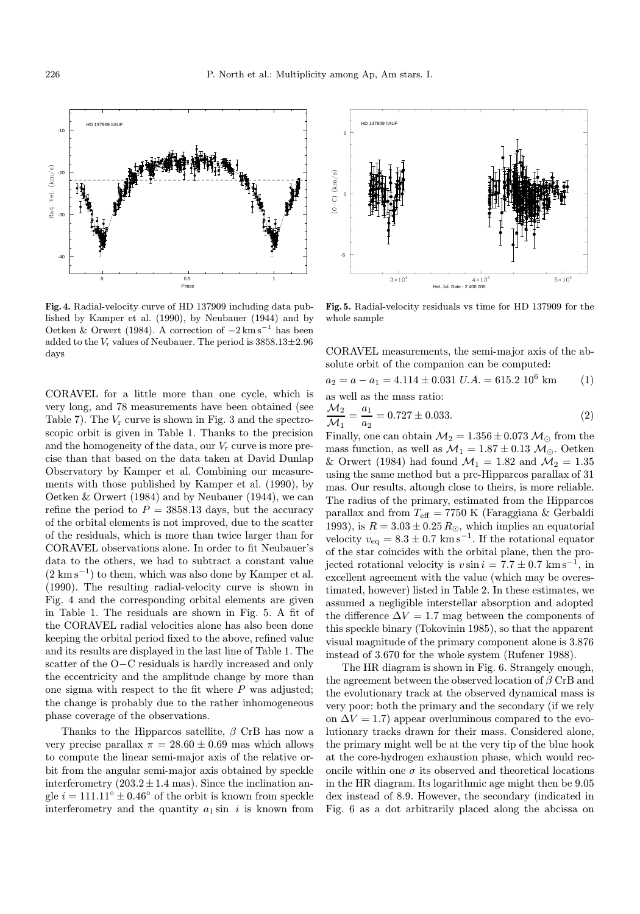**Fig. 4.** Radial-velocity curve of HD 137909 including data published by Kamper et al. (1990), by Neubauer (1944) and by Oetken & Orwert (1984). A correction of $-2\,\mathrm{km\,s^{-1}}$ has been added to the $V_\mathrm{r}$ values of Neubauer. The period is $3858.13 \pm 2.96$ days

**Fig. 5.** Radial-velocity residuals vs time for HD 137909 for the whole sample

CORAVEL for a little more than one cycle, which is very long, and 78 measurements have been obtained (see Table 7). The $V_\mathrm{r}$ curve is shown in Fig. 3 and the spectroscopic orbit is given in Table 1. Thanks to the precision and the homogeneity of the data, our $V_\mathrm{r}$ curve is more precise than that based on the data taken at David Dunlap Observatory by Kamper et al. Combining our measurements with those published by Kamper et al. (1990), by Oetken & Orwert (1984) and by Neubauer (1944), we can refine the period to $P = 3858.13$ days, but the accuracy of the orbital elements is not improved, due to the scatter of the residuals, which is more than twice larger than for CORAVEL observations alone. In order to fit Neubauer's data to the others, we had to subtract a constant value ($2\,\mathrm{km\,s^{-1}}$) to them, which was also done by Kamper et al. (1990). The resulting radial-velocity curve is shown in Fig. 4 and the corresponding orbital elements are given in Table 1. The residuals are shown in Fig. 5. A fit of the CORAVEL radial velocities alone has also been done keeping the orbital period fixed to the above, refined value and its results are displayed in the last line of Table 1. The scatter of the O−C residuals is hardly increased and only the eccentricity and the amplitude change by more than one sigma with respect to the fit where $P$ was adjusted; the change is probably due to the rather inhomogeneous phase coverage of the observations.

Thanks to the Hipparcos satellite, $\beta$ CrB has now a very precise parallax $\pi = 28.60 \pm 0.69$ mas which allows to compute the linear semi-major axis of the relative orbit from the angular semi-major axis obtained by speckle interferometry ($203.2 \pm 1.4$ mas). Since the inclination angle $i = 111.11^\circ \pm 0.46^\circ$ of the orbit is known from speckle interferometry and the quantity $a_1 \sin\ i$ is known from CORAVEL measurements, the semi-major axis of the absolute orbit of the companion can be computed:

$$a_2 = a - a_1 = 4.114 \pm 0.031\ U.A. = 615.2\ 10^6\ \mathrm{km} \qquad (1)$$

as well as the mass ratio:

$$\frac{\mathcal{M}_2}{\mathcal{M}_1} = \frac{a_1}{a_2} = 0.727 \pm 0.033. \qquad (2)$$

Finally, one can obtain $\mathcal{M}_2 = 1.356 \pm 0.073\,\mathcal{M}_\odot$ from the mass function, as well as $\mathcal{M}_1 = 1.87 \pm 0.13\ \mathcal{M}_\odot$. Oetken & Orwert (1984) had found $\mathcal{M}_1 = 1.82$ and $\mathcal{M}_2 = 1.35$ using the same method but a pre-Hipparcos parallax of 31 mas. Our results, altough close to theirs, is more reliable. The radius of the primary, estimated from the Hipparcos parallax and from $T_\mathrm{eff} = 7750$ K (Faraggiana & Gerbaldi 1993), is $R = 3.03 \pm 0.25\,R_\odot$, which implies an equatorial velocity $v_\mathrm{eq} = 8.3 \pm 0.7\ \mathrm{km\,s^{-1}}$. If the rotational equator of the star coincides with the orbital plane, then the projected rotational velocity is $v \sin i = 7.7 \pm 0.7\ \mathrm{km\,s^{-1}}$, in excellent agreement with the value (which may be overestimated, however) listed in Table 2. In these estimates, we assumed a negligible interstellar absorption and adopted the difference $\Delta V = 1.7$ mag between the components of this speckle binary (Tokovinin 1985), so that the apparent visual magnitude of the primary component alone is 3.876 instead of 3.670 for the whole system (Rufener 1988).

The HR diagram is shown in Fig. 6. Strangely enough, the agreement between the observed location of $\beta$ CrB and the evolutionary track at the observed dynamical mass is very poor: both the primary and the secondary (if we rely on $\Delta V = 1.7$) appear overluminous compared to the evolutionary tracks drawn for their mass. Considered alone, the primary might well be at the very tip of the blue hook at the core-hydrogen exhaustion phase, which would reconcile within one $\sigma$ its observed and theoretical locations in the HR diagram. Its logarithmic age might then be 9.05 dex instead of 8.9. However, the secondary (indicated in Fig. 6 as a dot arbitrarily placed along the abcissa on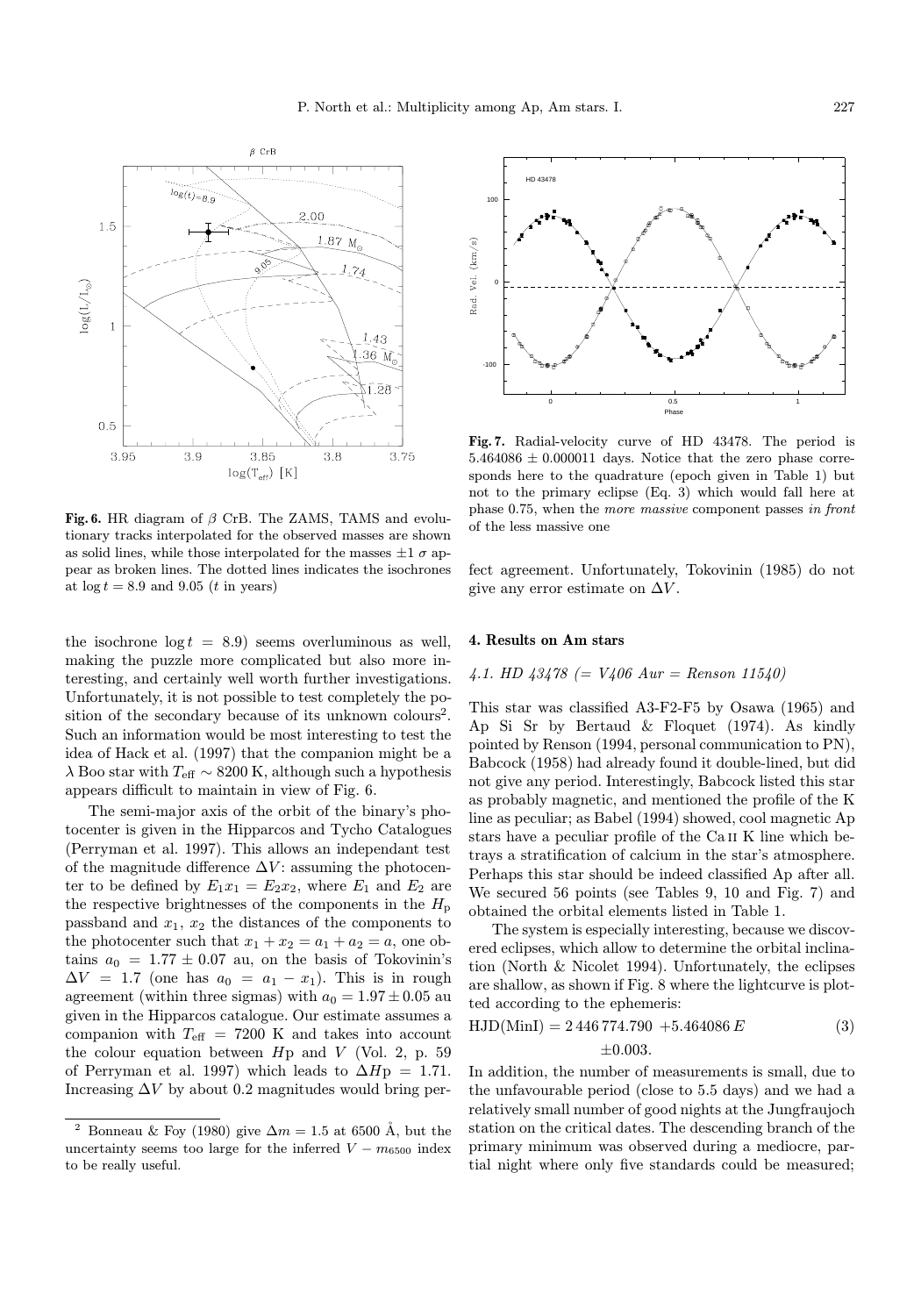**Fig. 6.** HR diagram of $\beta$ CrB. The ZAMS, TAMS and evolutionary tracks interpolated for the observed masses are shown as solid lines, while those interpolated for the masses $\pm 1\ \sigma$ appear as broken lines. The dotted lines indicates the isochrones at $\log t = 8.9$ and 9.05 ($t$ in years)

the isochrone $\log t = 8.9$) seems overluminous as well, making the puzzle more complicated but also more interesting, and certainly well worth further investigations. Unfortunately, it is not possible to test completely the position of the secondary because of its unknown colours[2]. Such an information would be most interesting to test the idea of Hack et al. (1997) that the companion might be a $\lambda$ Boo star with $T_{\rm eff} \sim 8200$ K, although such a hypothesis appears difficult to maintain in view of Fig. 6.

The semi-major axis of the orbit of the binary's photocenter is given in the Hipparcos and Tycho Catalogues (Perryman et al. 1997). This allows an independant test of the magnitude difference $\Delta V$: assuming the photocenter to be defined by $E_1 x_1 = E_2 x_2$, where $E_1$ and $E_2$ are the respective brightnesses of the components in the $H_{\rm p}$ passband and $x_1$, $x_2$ the distances of the components to the photocenter such that $x_1 + x_2 = a_1 + a_2 = a$, one obtains $a_0 = 1.77 \pm 0.07$ au, on the basis of Tokovinin's $\Delta V = 1.7$ (one has $a_0 = a_1 - x_1$). This is in rough agreement (within three sigmas) with $a_0 = 1.97 \pm 0.05$ au given in the Hipparcos catalogue. Our estimate assumes a companion with $T_{\rm eff} = 7200$ K and takes into account the colour equation between $H$p and $V$ (Vol. 2, p. 59 of Perryman et al. 1997) which leads to $\Delta H{\rm p} = 1.71$. Increasing $\Delta V$ by about 0.2 magnitudes would bring perfect agreement. Unfortunately, Tokovinin (1985) do not give any error estimate on $\Delta V$.

[2] Bonneau & Foy (1980) give $\Delta m = 1.5$ at 6500 Å, but the uncertainty seems too large for the inferred $V - m_{6500}$ index to be really useful.

**Fig. 7.** Radial-velocity curve of HD 43478. The period is $5.464086 \pm 0.000011$ days. Notice that the zero phase corresponds here to the quadrature (epoch given in Table 1) but not to the primary eclipse (Eq. 3) which would fall here at phase 0.75, when the *more massive* component passes *in front* of the less massive one

## 4. Results on Am stars

### *4.1. HD 43478 (= V406 Aur = Renson 11540)*

This star was classified A3-F2-F5 by Osawa (1965) and Ap Si Sr by Bertaud & Floquet (1974). As kindly pointed by Renson (1994, personal communication to PN), Babcock (1958) had already found it double-lined, but did not give any period. Interestingly, Babcock listed this star as probably magnetic, and mentioned the profile of the K line as peculiar; as Babel (1994) showed, cool magnetic Ap stars have a peculiar profile of the Ca II K line which betrays a stratification of calcium in the star's atmosphere. Perhaps this star should be indeed classified Ap after all. We secured 56 points (see Tables 9, 10 and Fig. 7) and obtained the orbital elements listed in Table 1.

The system is especially interesting, because we discovered eclipses, which allow to determine the orbital inclination (North & Nicolet 1994). Unfortunately, the eclipses are shallow, as shown if Fig. 8 where the lightcurve is plotted according to the ephemeris:

$$\mathrm{HJD(MinI)} = 2\,446\,774.790 \ +5.464086\,E \qquad (3)$$
$$\pm 0.003.$$

In addition, the number of measurements is small, due to the unfavourable period (close to 5.5 days) and we had a relatively small number of good nights at the Jungfraujoch station on the critical dates. The descending branch of the primary minimum was observed during a mediocre, partial night where only five standards could be measured;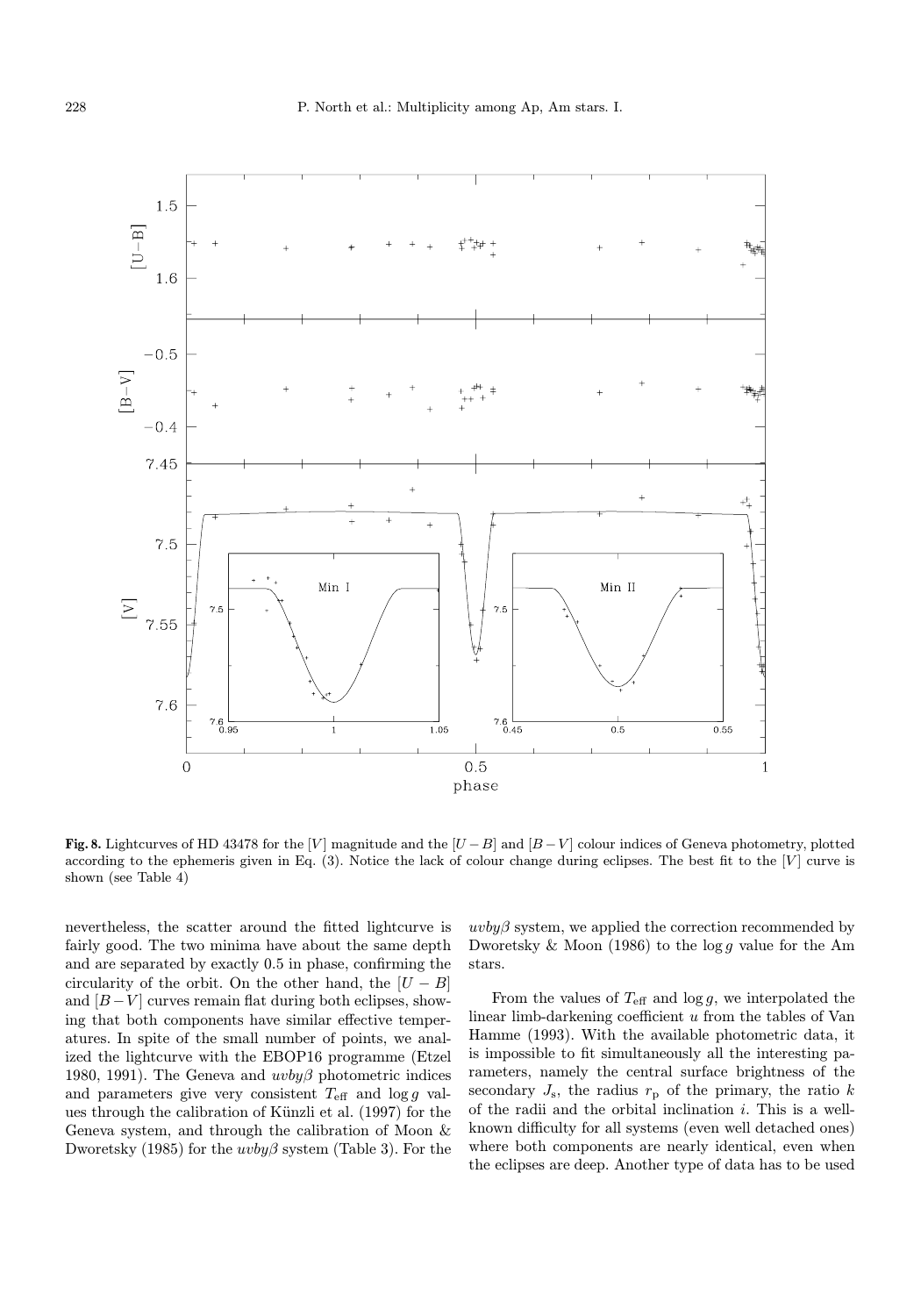**Fig. 8.** Lightcurves of HD 43478 for the $[V]$ magnitude and the $[U-B]$ and $[B-V]$ colour indices of Geneva photometry, plotted according to the ephemeris given in Eq. (3). Notice the lack of colour change during eclipses. The best fit to the $[V]$ curve is shown (see Table 4)

nevertheless, the scatter around the fitted lightcurve is fairly good. The two minima have about the same depth and are separated by exactly 0.5 in phase, confirming the circularity of the orbit. On the other hand, the $[U-B]$ and $[B-V]$ curves remain flat during both eclipses, showing that both components have similar effective temperatures. In spite of the small number of points, we analized the lightcurve with the EBOP16 programme (Etzel 1980, 1991). The Geneva and $uvby\beta$ photometric indices and parameters give very consistent $T_{\rm eff}$ and $\log g$ values through the calibration of Künzli et al. (1997) for the Geneva system, and through the calibration of Moon & Dworetsky (1985) for the $uvby\beta$ system (Table 3). For the $uvby\beta$ system, we applied the correction recommended by Dworetsky & Moon (1986) to the $\log g$ value for the Am stars.

From the values of $T_{\rm eff}$ and $\log g$, we interpolated the linear limb-darkening coefficient $u$ from the tables of Van Hamme (1993). With the available photometric data, it is impossible to fit simultaneously all the interesting parameters, namely the central surface brightness of the secondary $J_{\rm s}$, the radius $r_{\rm p}$ of the primary, the ratio $k$ of the radii and the orbital inclination $i$. This is a well-known difficulty for all systems (even well detached ones) where both components are nearly identical, even when the eclipses are deep. Another type of data has to be used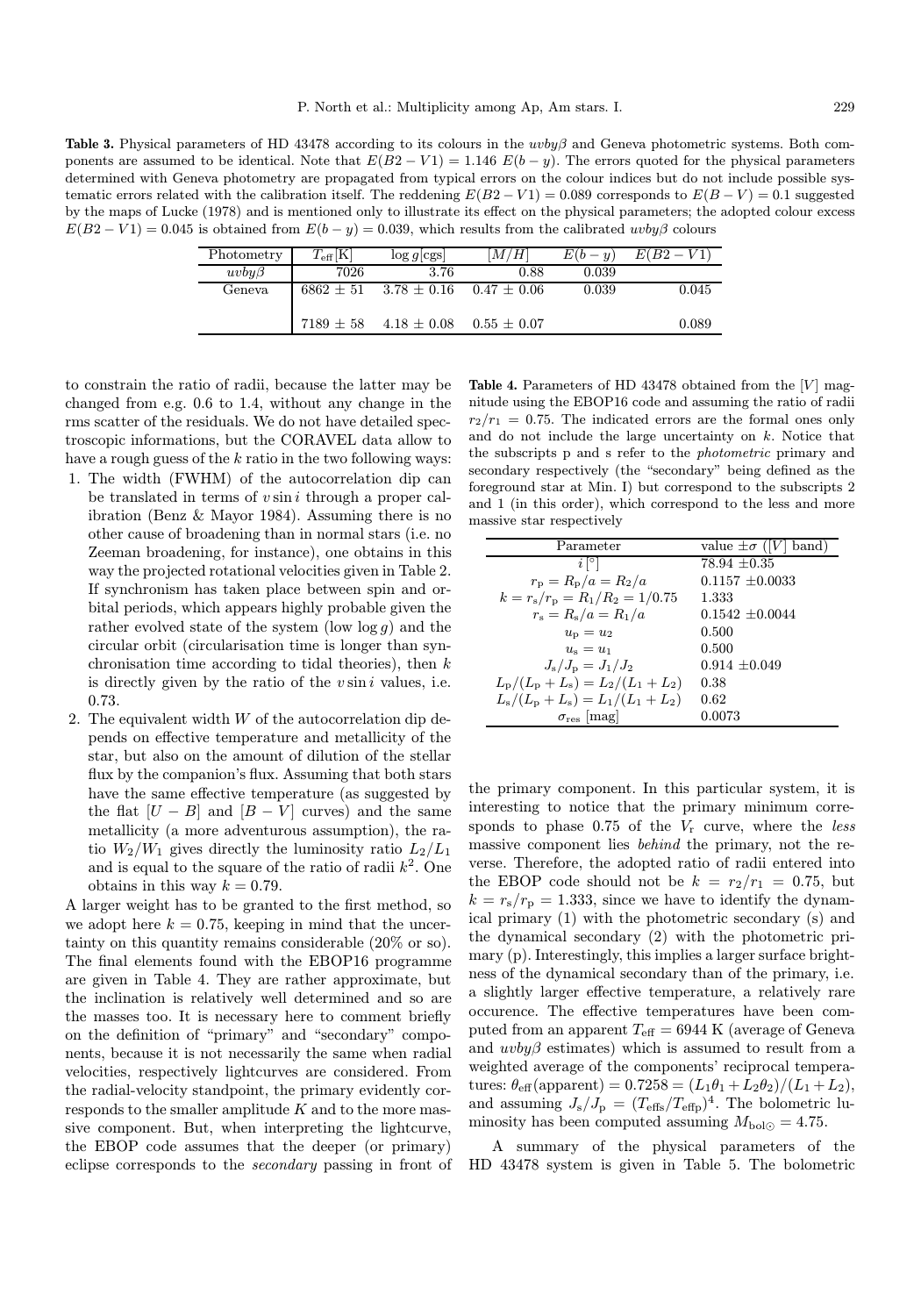**Table 3.** Physical parameters of HD 43478 according to its colours in the $uvby\beta$ and Geneva photometric systems. Both components are assumed to be identical. Note that $E(B2-V1) = 1.146\ E(b-y)$. The errors quoted for the physical parameters determined with Geneva photometry are propagated from typical errors on the colour indices but do not include possible systematic errors related with the calibration itself. The reddening $E(B2-V1) = 0.089$ corresponds to $E(B-V) = 0.1$ suggested by the maps of Lucke (1978) and is mentioned only to illustrate its effect on the physical parameters; the adopted colour excess $E(B2-V1) = 0.045$ is obtained from $E(b-y) = 0.039$, which results from the calibrated $uvby\beta$ colours

| Photometry | $T_{\rm eff}$[K] | $\log g$[cgs] | $[M/H]$ | $E(b-y)$ | $E(B2-V1)$ |
|---|---|---|---|---|---|
| $uvby\beta$ | 7026 | 3.76 | 0.88 | 0.039 | |
| Geneva | $6862 \pm 51$ | $3.78 \pm 0.16$ | $0.47 \pm 0.06$ | 0.039 | 0.045 |
| | $7189 \pm 58$ | $4.18 \pm 0.08$ | $0.55 \pm 0.07$ | | 0.089 |

to constrain the ratio of radii, because the latter may be changed from e.g. 0.6 to 1.4, without any change in the rms scatter of the residuals. We do not have detailed spectroscopic informations, but the CORAVEL data allow to have a rough guess of the $k$ ratio in the two following ways:

1. The width (FWHM) of the autocorrelation dip can be translated in terms of $v \sin i$ through a proper calibration (Benz & Mayor 1984). Assuming there is no other cause of broadening than in normal stars (i.e. no Zeeman broadening, for instance), one obtains in this way the projected rotational velocities given in Table 2. If synchronism has taken place between spin and orbital periods, which appears highly probable given the rather evolved state of the system (low $\log g$) and the circular orbit (circularisation time is longer than synchronisation time according to tidal theories), then $k$ is directly given by the ratio of the $v \sin i$ values, i.e. 0.73.
2. The equivalent width $W$ of the autocorrelation dip depends on effective temperature and metallicity of the star, but also on the amount of dilution of the stellar flux by the companion's flux. Assuming that both stars have the same effective temperature (as suggested by the flat $[U-B]$ and $[B-V]$ curves) and the same metallicity (a more adventurous assumption), the ratio $W_2/W_1$ gives directly the luminosity ratio $L_2/L_1$ and is equal to the square of the ratio of radii $k^2$. One obtains in this way $k = 0.79$.

A larger weight has to be granted to the first method, so we adopt here $k = 0.75$, keeping in mind that the uncertainty on this quantity remains considerable (20% or so). The final elements found with the EBOP16 programme are given in Table 4. They are rather approximate, but the inclination is relatively well determined and so are the masses too. It is necessary here to comment briefly on the definition of "primary" and "secondary" components, because it is not necessarily the same when radial velocities, respectively lightcurves are considered. From the radial-velocity standpoint, the primary evidently corresponds to the smaller amplitude $K$ and to the more massive component. But, when interpreting the lightcurve, the EBOP code assumes that the deeper (or primary) eclipse corresponds to the *secondary* passing in front of the primary component. In this particular system, it is interesting to notice that the primary minimum corresponds to phase 0.75 of the $V_{\rm r}$ curve, where the *less* massive component lies *behind* the primary, not the reverse. Therefore, the adopted ratio of radii entered into the EBOP code should not be $k = r_2/r_1 = 0.75$, but $k = r_{\rm s}/r_{\rm p} = 1.333$, since we have to identify the dynamical primary (1) with the photometric secondary (s) and the dynamical secondary (2) with the photometric primary (p). Interestingly, this implies a larger surface brightness of the dynamical secondary than of the primary, i.e. a slightly larger effective temperature, a relatively rare occurence. The effective temperatures have been computed from an apparent $T_{\rm eff} = 6944$ K (average of Geneva and $uvby\beta$ estimates) which is assumed to result from a weighted average of the components' reciprocal temperatures: $\theta_{\rm eff}(\mathrm{apparent}) = 0.7258 = (L_1\theta_1 + L_2\theta_2)/(L_1 + L_2)$, and assuming $J_{\rm s}/J_{\rm p} = (T_{\rm effs}/T_{\rm effp})^4$. The bolometric luminosity has been computed assuming $M_{{\rm bol}\odot} = 4.75$.

**Table 4.** Parameters of HD 43478 obtained from the $[V]$ magnitude using the EBOP16 code and assuming the ratio of radii $r_2/r_1 = 0.75$. The indicated errors are the formal ones only and do not include the large uncertainty on $k$. Notice that the subscripts p and s refer to the *photometric* primary and secondary respectively (the "secondary" being defined as the foreground star at Min. I) but correspond to the subscripts 2 and 1 (in this order), which correspond to the less and more massive star respectively

| Parameter | value $\pm\sigma$ ($[V]$ band) |
|---|---|
| $i\,[^\circ]$ | $78.94 \pm 0.35$ |
| $r_{\rm p} = R_{\rm p}/a = R_2/a$ | $0.1157 \pm 0.0033$ |
| $k = r_{\rm s}/r_{\rm p} = R_1/R_2 = 1/0.75$ | 1.333 |
| $r_{\rm s} = R_{\rm s}/a = R_1/a$ | $0.1542 \pm 0.0044$ |
| $u_{\rm p} = u_2$ | 0.500 |
| $u_{\rm s} = u_1$ | 0.500 |
| $J_{\rm s}/J_{\rm p} = J_1/J_2$ | $0.914 \pm 0.049$ |
| $L_{\rm p}/(L_{\rm p} + L_{\rm s}) = L_2/(L_1 + L_2)$ | 0.38 |
| $L_{\rm s}/(L_{\rm p} + L_{\rm s}) = L_1/(L_1 + L_2)$ | 0.62 |
| $\sigma_{\rm res}$ [mag] | 0.0073 |

A summary of the physical parameters of the HD 43478 system is given in Table 5. The bolometric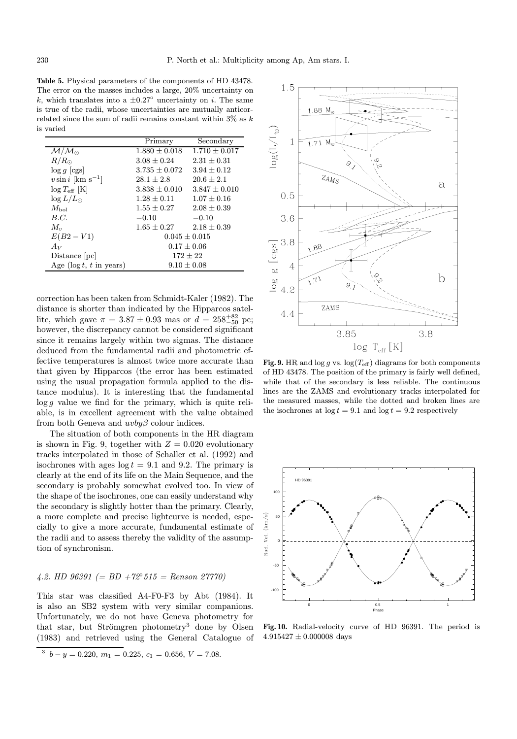**Table 5.** Physical parameters of the components of HD 43478. The error on the masses includes a large, 20% uncertainty on $k$, which translates into a $\pm 0.27^{\circ}$ uncertainty on $i$. The same is true of the radii, whose uncertainties are mutually anticorrelated since the sum of radii remains constant within 3% as $k$ is varied

| | Primary | Secondary |
|---|---|---|
| $\mathcal{M}/\mathcal{M}_{\odot}$ | $1.880 \pm 0.018$ | $1.710 \pm 0.017$ |
| $R/R_{\odot}$ | $3.08 \pm 0.24$ | $2.31 \pm 0.31$ |
| $\log g$ [cgs] | $3.735 \pm 0.072$ | $3.94 \pm 0.12$ |
| $v \sin i$ [km s$^{-1}$] | $28.1 \pm 2.8$ | $20.6 \pm 2.1$ |
| $\log T_{\rm eff}$ [K] | $3.838 \pm 0.010$ | $3.847 \pm 0.010$ |
| $\log L/L_{\odot}$ | $1.28 \pm 0.11$ | $1.07 \pm 0.16$ |
| $M_{\rm bol}$ | $1.55 \pm 0.27$ | $2.08 \pm 0.39$ |
| $B.C.$ | $-0.10$ | $-0.10$ |
| $M_v$ | $1.65 \pm 0.27$ | $2.18 \pm 0.39$ |
| $E(B2-V1)$ | $0.045 \pm 0.015$ | |
| $A_V$ | $0.17 \pm 0.06$ | |
| Distance [pc] | $172 \pm 22$ | |
| Age ($\log t$, $t$ in years) | $9.10 \pm 0.08$ | |

correction has been taken from Schmidt-Kaler (1982). The distance is shorter than indicated by the Hipparcos satellite, which gave $\pi = 3.87 \pm 0.93$ mas or $d = 258^{+82}_{-50}$ pc; however, the discrepancy cannot be considered significant since it remains largely within two sigmas. The distance deduced from the fundamental radii and photometric effective temperatures is almost twice more accurate than that given by Hipparcos (the error has been estimated using the usual propagation formula applied to the distance modulus). It is interesting that the fundamental $\log g$ value we find for the primary, which is quite reliable, is in excellent agreement with the value obtained from both Geneva and $uvby\beta$ colour indices.

The situation of both components in the HR diagram is shown in Fig. 9, together with $Z = 0.020$ evolutionary tracks interpolated in those of Schaller et al. (1992) and isochrones with ages $\log t = 9.1$ and 9.2. The primary is clearly at the end of its life on the Main Sequence, and the secondary is probably somewhat evolved too. In view of the shape of the isochrones, one can easily understand why the secondary is slightly hotter than the primary. Clearly, a more complete and precise lightcurve is needed, especially to give a more accurate, fundamental estimate of the radii and to assess thereby the validity of the assumption of synchronism.

**Fig. 9.** HR and $\log g$ vs. $\log(T_{\rm eff})$ diagrams for both components of HD 43478. The position of the primary is fairly well defined, while that of the secondary is less reliable. The continuous lines are the ZAMS and evolutionary tracks interpolated for the measured masses, while the dotted and broken lines are the isochrones at $\log t = 9.1$ and $\log t = 9.2$ respectively

**Fig. 10.** Radial-velocity curve of HD 96391. The period is $4.915427 \pm 0.000008$ days

### *4.2. HD 96391 (= BD +72° 515 = Renson 27770)*

This star was classified A4-F0-F3 by Abt (1984). It is also an SB2 system with very similar companions. Unfortunately, we do not have Geneva photometry for that star, but Strömgren photometry[3] done by Olsen (1983) and retrieved using the General Catalogue of

[3] $b - y = 0.220$, $m_1 = 0.225$, $c_1 = 0.656$, $V = 7.08$.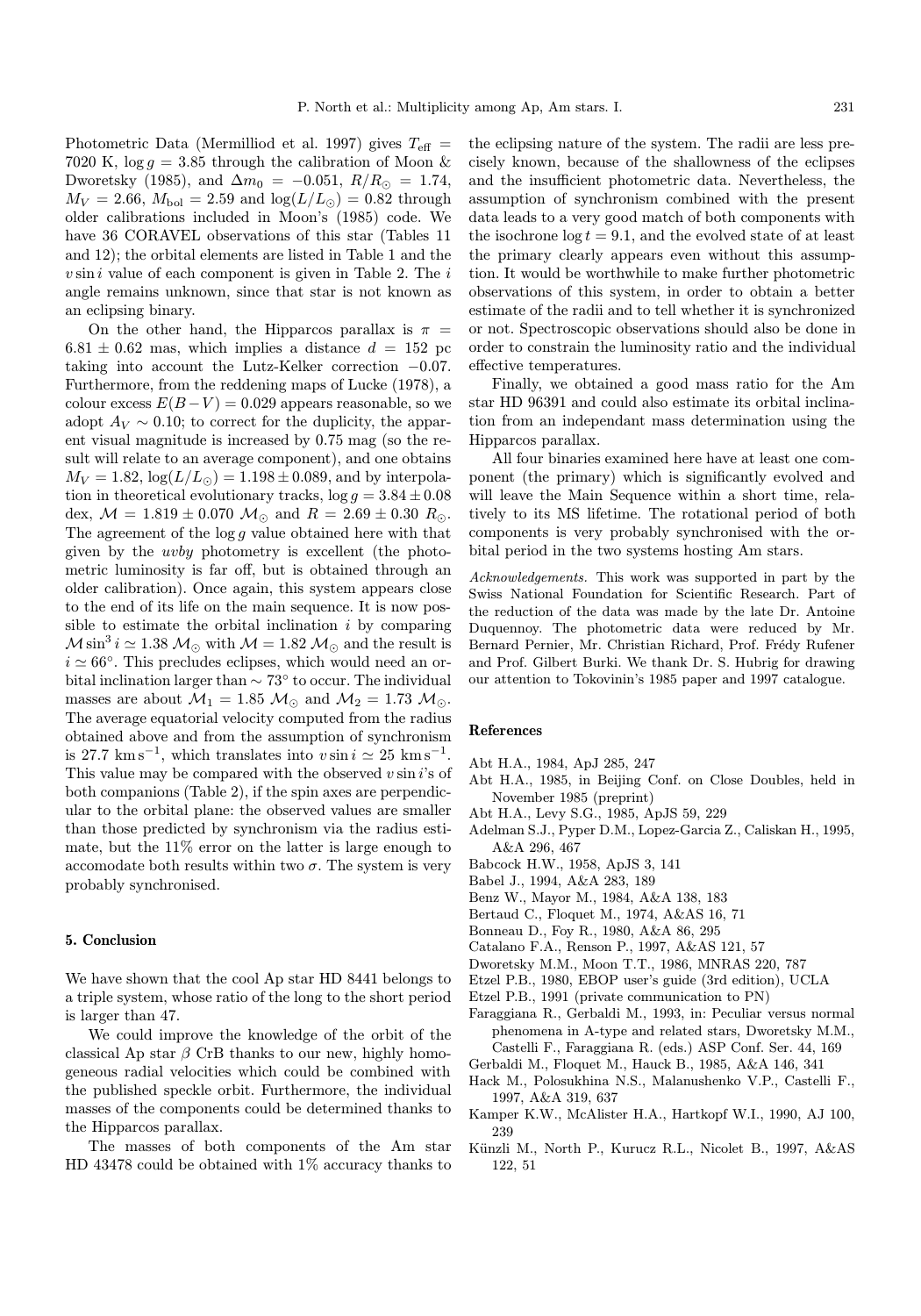Photometric Data (Mermilliod et al. 1997) gives $T_{\rm eff}$ = 7020 K, $\log g = 3.85$ through the calibration of Moon & Dworetsky (1985), and $\Delta m_0 = -0.051$, $R/R_\odot = 1.74$, $M_V = 2.66$, $M_{\rm bol} = 2.59$ and $\log(L/L_\odot) = 0.82$ through older calibrations included in Moon's (1985) code. We have 36 CORAVEL observations of this star (Tables 11 and 12); the orbital elements are listed in Table 1 and the $v \sin i$ value of each component is given in Table 2. The $i$ angle remains unknown, since that star is not known as an eclipsing binary.

On the other hand, the Hipparcos parallax is $\pi = 6.81 \pm 0.62$ mas, which implies a distance $d$ = 152 pc taking into account the Lutz-Kelker correction $-0.07$. Furthermore, from the reddening maps of Lucke (1978), a colour excess $E(B-V) = 0.029$ appears reasonable, so we adopt $A_V \sim 0.10$; to correct for the duplicity, the apparent visual magnitude is increased by 0.75 mag (so the result will relate to an average component), and one obtains $M_V = 1.82$, $\log(L/L_\odot) = 1.198 \pm 0.089$, and by interpolation in theoretical evolutionary tracks, $\log g = 3.84 \pm 0.08$ dex, $\mathcal{M} = 1.819 \pm 0.070\ \mathcal{M}_\odot$ and $R = 2.69 \pm 0.30\ R_\odot$. The agreement of the $\log g$ value obtained here with that given by the *uvby* photometry is excellent (the photometric luminosity is far off, but is obtained through an older calibration). Once again, this system appears close to the end of its life on the main sequence. It is now possible to estimate the orbital inclination $i$ by comparing $\mathcal{M} \sin^3 i \simeq 1.38\ \mathcal{M}_\odot$ with $\mathcal{M} = 1.82\ \mathcal{M}_\odot$ and the result is $i \simeq 66^\circ$. This precludes eclipses, which would need an orbital inclination larger than $\sim 73^\circ$ to occur. The individual masses are about $\mathcal{M}_1 = 1.85\ \mathcal{M}_\odot$ and $\mathcal{M}_2 = 1.73\ \mathcal{M}_\odot$. The average equatorial velocity computed from the radius obtained above and from the assumption of synchronism is 27.7 $\mathrm{km\,s^{-1}}$, which translates into $v \sin i \simeq 25\ \mathrm{km\,s^{-1}}$. This value may be compared with the observed $v \sin i$'s of both companions (Table 2), if the spin axes are perpendicular to the orbital plane: the observed values are smaller than those predicted by synchronism via the radius estimate, but the 11% error on the latter is large enough to accomodate both results within two $\sigma$. The system is very probably synchronised.

## 5. Conclusion

We have shown that the cool Ap star HD 8441 belongs to a triple system, whose ratio of the long to the short period is larger than 47.

We could improve the knowledge of the orbit of the classical Ap star $\beta$ CrB thanks to our new, highly homogeneous radial velocities which could be combined with the published speckle orbit. Furthermore, the individual masses of the components could be determined thanks to the Hipparcos parallax.

The masses of both components of the Am star HD 43478 could be obtained with 1% accuracy thanks to the eclipsing nature of the system. The radii are less precisely known, because of the shallowness of the eclipses and the insufficient photometric data. Nevertheless, the assumption of synchronism combined with the present data leads to a very good match of both components with the isochrone $\log t = 9.1$, and the evolved state of at least the primary clearly appears even without this assumption. It would be worthwhile to make further photometric observations of this system, in order to obtain a better estimate of the radii and to tell whether it is synchronized or not. Spectroscopic observations should also be done in order to constrain the luminosity ratio and the individual effective temperatures.

Finally, we obtained a good mass ratio for the Am star HD 96391 and could also estimate its orbital inclination from an independant mass determination using the Hipparcos parallax.

All four binaries examined here have at least one component (the primary) which is significantly evolved and will leave the Main Sequence within a short time, relatively to its MS lifetime. The rotational period of both components is very probably synchronised with the orbital period in the two systems hosting Am stars.

*Acknowledgements.* This work was supported in part by the Swiss National Foundation for Scientific Research. Part of the reduction of the data was made by the late Dr. Antoine Duquennoy. The photometric data were reduced by Mr. Bernard Pernier, Mr. Christian Richard, Prof. Frédy Rufener and Prof. Gilbert Burki. We thank Dr. S. Hubrig for drawing our attention to Tokovinin's 1985 paper and 1997 catalogue.

## References

- Abt H.A., 1984, ApJ 285, 247
- Abt H.A., 1985, in Beijing Conf. on Close Doubles, held in November 1985 (preprint)
- Abt H.A., Levy S.G., 1985, ApJS 59, 229
- Adelman S.J., Pyper D.M., Lopez-Garcia Z., Caliskan H., 1995, A&A 296, 467
- Babcock H.W., 1958, ApJS 3, 141
- Babel J., 1994, A&A 283, 189
- Benz W., Mayor M., 1984, A&A 138, 183
- Bertaud C., Floquet M., 1974, A&AS 16, 71
- Bonneau D., Foy R., 1980, A&A 86, 295
- Catalano F.A., Renson P., 1997, A&AS 121, 57
- Dworetsky M.M., Moon T.T., 1986, MNRAS 220, 787
- Etzel P.B., 1980, EBOP user's guide (3rd edition), UCLA
- Etzel P.B., 1991 (private communication to PN)
- Faraggiana R., Gerbaldi M., 1993, in: Peculiar versus normal phenomena in A-type and related stars, Dworetsky M.M., Castelli F., Faraggiana R. (eds.) ASP Conf. Ser. 44, 169
- Gerbaldi M., Floquet M., Hauck B., 1985, A&A 146, 341
- Hack M., Polosukhina N.S., Malanushenko V.P., Castelli F., 1997, A&A 319, 637
- Kamper K.W., McAlister H.A., Hartkopf W.I., 1990, AJ 100, 239
- Künzli M., North P., Kurucz R.L., Nicolet B., 1997, A&AS 122, 51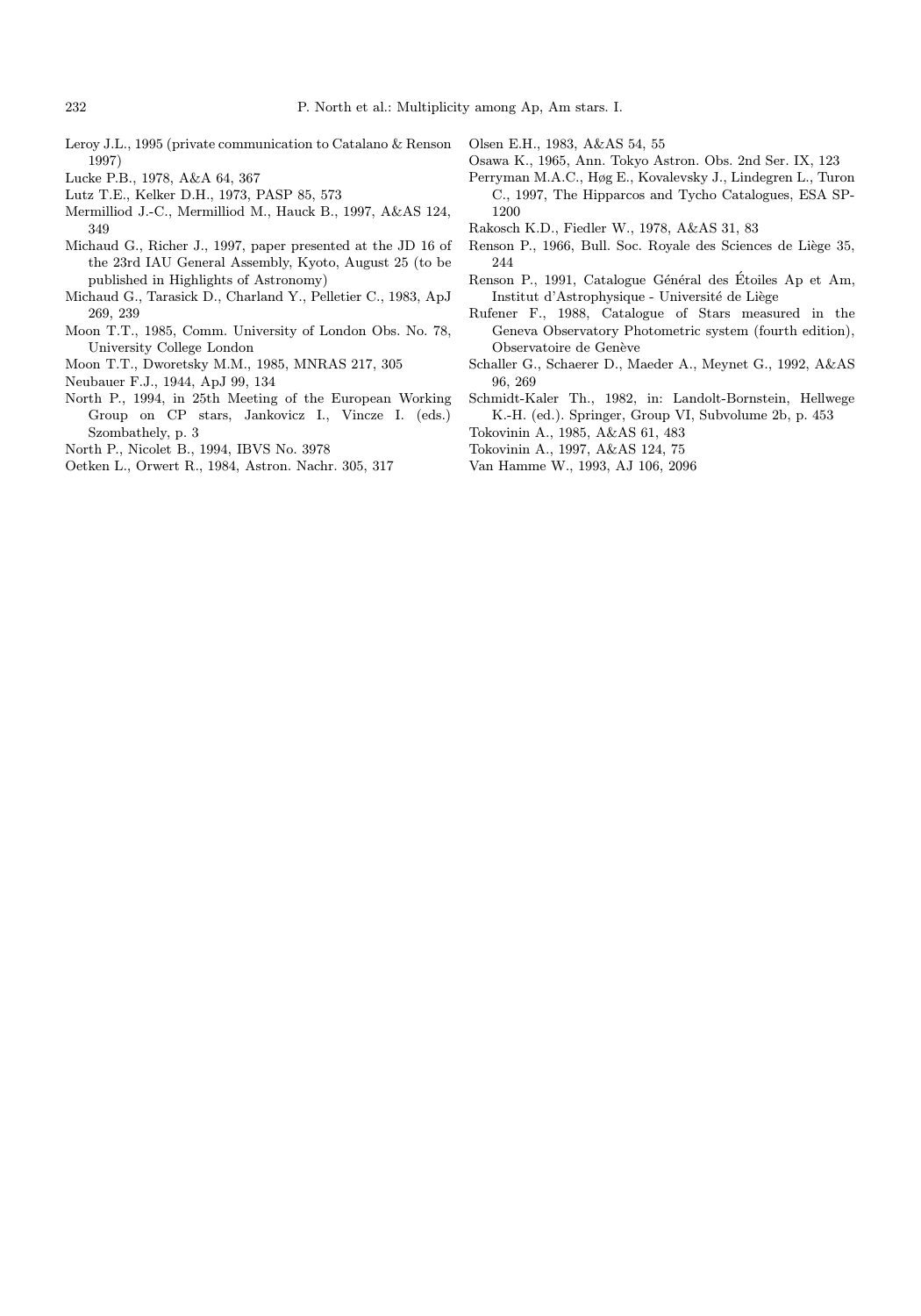Leroy J.L., 1995 (private communication to Catalano & Renson 1997)

Lucke P.B., 1978, A&A 64, 367

Lutz T.E., Kelker D.H., 1973, PASP 85, 573

Mermilliod J.-C., Mermilliod M., Hauck B., 1997, A&AS 124, 349

Michaud G., Richer J., 1997, paper presented at the JD 16 of the 23rd IAU General Assembly, Kyoto, August 25 (to be published in Highlights of Astronomy)

Michaud G., Tarasick D., Charland Y., Pelletier C., 1983, ApJ 269, 239

Moon T.T., 1985, Comm. University of London Obs. No. 78, University College London

Moon T.T., Dworetsky M.M., 1985, MNRAS 217, 305

Neubauer F.J., 1944, ApJ 99, 134

North P., 1994, in 25th Meeting of the European Working Group on CP stars, Jankovicz I., Vincze I. (eds.) Szombathely, p. 3

North P., Nicolet B., 1994, IBVS No. 3978

Oetken L., Orwert R., 1984, Astron. Nachr. 305, 317

Olsen E.H., 1983, A&AS 54, 55

Osawa K., 1965, Ann. Tokyo Astron. Obs. 2nd Ser. IX, 123

Perryman M.A.C., Høg E., Kovalevsky J., Lindegren L., Turon C., 1997, The Hipparcos and Tycho Catalogues, ESA SP-1200

Rakosch K.D., Fiedler W., 1978, A&AS 31, 83

Renson P., 1966, Bull. Soc. Royale des Sciences de Liège 35, 244

Renson P., 1991, Catalogue Général des Étoiles Ap et Am, Institut d'Astrophysique - Université de Liège

Rufener F., 1988, Catalogue of Stars measured in the Geneva Observatory Photometric system (fourth edition), Observatoire de Genève

Schaller G., Schaerer D., Maeder A., Meynet G., 1992, A&AS 96, 269

Schmidt-Kaler Th., 1982, in: Landolt-Bornstein, Hellwege K.-H. (ed.). Springer, Group VI, Subvolume 2b, p. 453

Tokovinin A., 1985, A&AS 61, 483

Tokovinin A., 1997, A&AS 124, 75

Van Hamme W., 1993, AJ 106, 2096